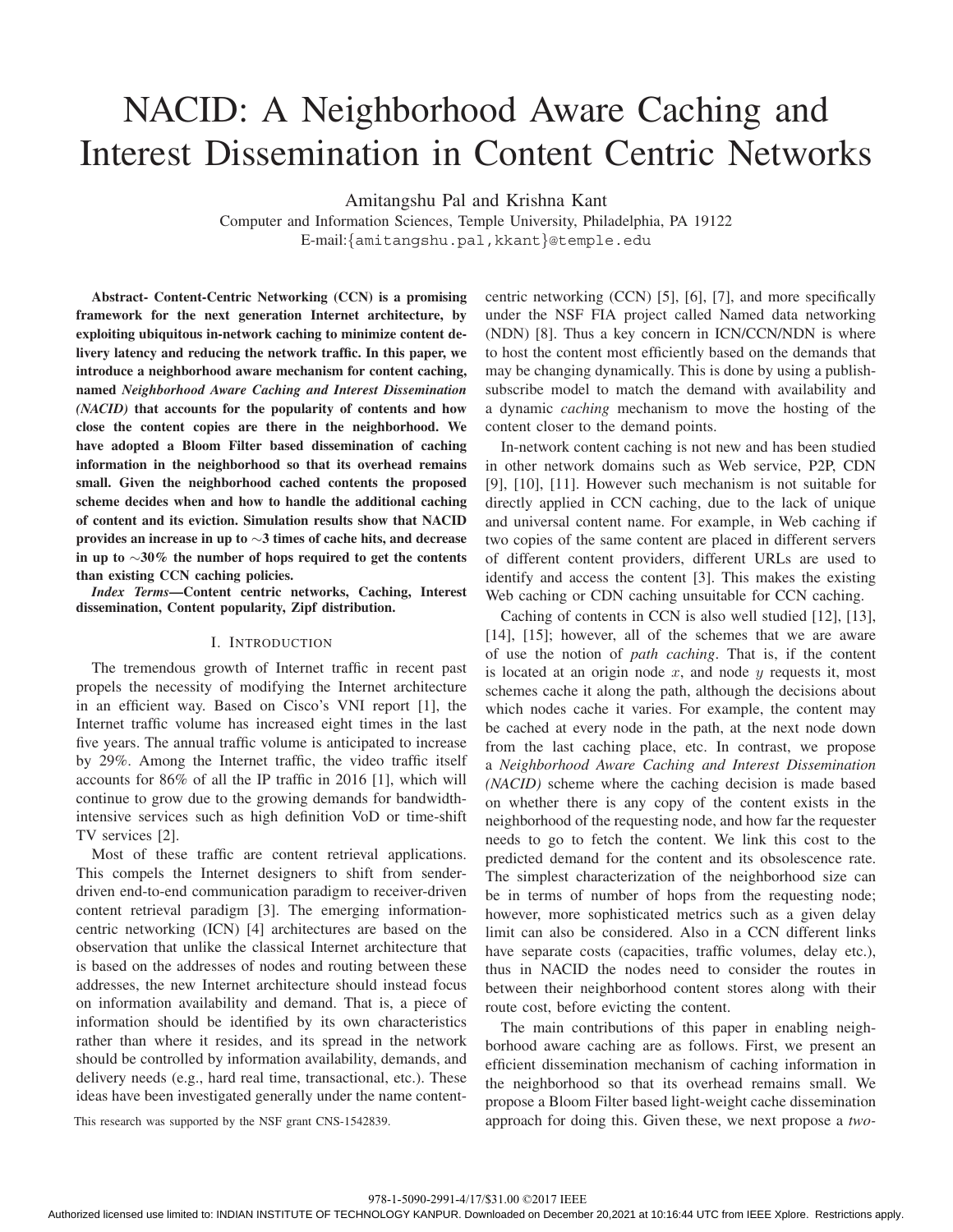# NACID: A Neighborhood Aware Caching and Interest Dissemination in Content Centric Networks

Amitangshu Pal and Krishna Kant

Computer and Information Sciences, Temple University, Philadelphia, PA 19122

E-mail:{amitangshu.pal,kkant}@temple.edu

***Abstract*- Content-Centric Networking (CCN) is a promising framework for the next generation Internet architecture, by exploiting ubiquitous in-network caching to minimize content delivery latency and reducing the network traffic. In this paper, we introduce a neighborhood aware mechanism for content caching, named *Neighborhood Aware Caching and Interest Dissemination (NACID)* that accounts for the popularity of contents and how close the content copies are there in the neighborhood. We have adopted a Bloom Filter based dissemination of caching information in the neighborhood so that its overhead remains small. Given the neighborhood cached contents the proposed scheme decides when and how to handle the additional caching of content and its eviction. Simulation results show that NACID provides an increase in up to ∼3 times of cache hits, and decrease in up to ∼30% the number of hops required to get the contents than existing CCN caching policies.**

***Index Terms*—Content centric networks, Caching, Interest dissemination, Content popularity, Zipf distribution.**

## I. Introduction

The tremendous growth of Internet traffic in recent past propels the necessity of modifying the Internet architecture in an efficient way. Based on Cisco's VNI report [1], the Internet traffic volume has increased eight times in the last five years. The annual traffic volume is anticipated to increase by 29%. Among the Internet traffic, the video traffic itself accounts for 86% of all the IP traffic in 2016 [1], which will continue to grow due to the growing demands for bandwidth-intensive services such as high definition VoD or time-shift TV services [2].

Most of these traffic are content retrieval applications. This compels the Internet designers to shift from sender-driven end-to-end communication paradigm to receiver-driven content retrieval paradigm [3]. The emerging information-centric networking (ICN) [4] architectures are based on the observation that unlike the classical Internet architecture that is based on the addresses of nodes and routing between these addresses, the new Internet architecture should instead focus on information availability and demand. That is, a piece of information should be identified by its own characteristics rather than where it resides, and its spread in the network should be controlled by information availability, demands, and delivery needs (e.g., hard real time, transactional, etc.). These ideas have been investigated generally under the name content-centric networking (CCN) [5], [6], [7], and more specifically under the NSF FIA project called Named data networking (NDN) [8]. Thus a key concern in ICN/CCN/NDN is where to host the content most efficiently based on the demands that may be changing dynamically. This is done by using a publish-subscribe model to match the demand with availability and a dynamic *caching* mechanism to move the hosting of the content closer to the demand points.

In-network content caching is not new and has been studied in other network domains such as Web service, P2P, CDN [9], [10], [11]. However such mechanism is not suitable for directly applied in CCN caching, due to the lack of unique and universal content name. For example, in Web caching if two copies of the same content are placed in different servers of different content providers, different URLs are used to identify and access the content [3]. This makes the existing Web caching or CDN caching unsuitable for CCN caching.

Caching of contents in CCN is also well studied [12], [13], [14], [15]; however, all of the schemes that we are aware of use the notion of *path caching*. That is, if the content is located at an origin node $x$, and node $y$ requests it, most schemes cache it along the path, although the decisions about which nodes cache it varies. For example, the content may be cached at every node in the path, at the next node down from the last caching place, etc. In contrast, we propose a *Neighborhood Aware Caching and Interest Dissemination (NACID)* scheme where the caching decision is made based on whether there is any copy of the content exists in the neighborhood of the requesting node, and how far the requester needs to go to fetch the content. We link this cost to the predicted demand for the content and its obsolescence rate. The simplest characterization of the neighborhood size can be in terms of number of hops from the requesting node; however, more sophisticated metrics such as a given delay limit can also be considered. Also in a CCN different links have separate costs (capacities, traffic volumes, delay etc.), thus in NACID the nodes need to consider the routes in between their neighborhood content stores along with their route cost, before evicting the content.

The main contributions of this paper in enabling neighborhood aware caching are as follows. First, we present an efficient dissemination mechanism of caching information in the neighborhood so that its overhead remains small. We propose a Bloom Filter based light-weight cache dissemination approach for doing this. Given these, we next propose a *two-*

This research was supported by the NSF grant CNS-1542839.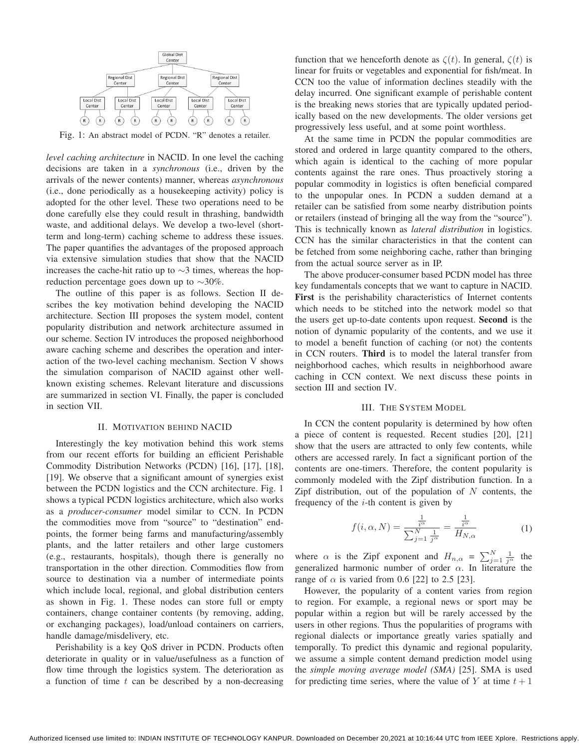Global Dist Center

Regional Dist Center

Regional Dist Center

Regional Dist Center

Local Dist Center

Local Dist Center

Local Dist Center

Local Dist Center

Local Dist Center

R R R R R R R R R R

Fig. 1: An abstract model of PCDN. "R" denotes a retailer.

*level caching architecture* in NACID. In one level the caching decisions are taken in a *synchronous* (i.e., driven by the arrivals of the newer contents) manner, whereas *asynchronous* (i.e., done periodically as a housekeeping activity) policy is adopted for the other level. These two operations need to be done carefully else they could result in thrashing, bandwidth waste, and additional delays. We develop a two-level (short-term and long-term) caching scheme to address these issues. The paper quantifies the advantages of the proposed approach via extensive simulation studies that show that the NACID increases the cache-hit ratio up to $\sim$3 times, whereas the hop-reduction percentage goes down up to $\sim$30%.

The outline of this paper is as follows. Section II describes the key motivation behind developing the NACID architecture. Section III proposes the system model, content popularity distribution and network architecture assumed in our scheme. Section IV introduces the proposed neighborhood aware caching scheme and describes the operation and interaction of the two-level caching mechanism. Section V shows the simulation comparison of NACID against other well-known existing schemes. Relevant literature and discussions are summarized in section VI. Finally, the paper is concluded in section VII.

## II. Motivation behind NACID

Interestingly the key motivation behind this work stems from our recent efforts for building an efficient Perishable Commodity Distribution Networks (PCDN) [16], [17], [18], [19]. We observe that a significant amount of synergies exist between the PCDN logistics and the CCN architecture. Fig. 1 shows a typical PCDN logistics architecture, which also works as a *producer-consumer* model similar to CCN. In PCDN the commodities move from "source" to "destination" end-points, the former being farms and manufacturing/assembly plants, and the latter retailers and other large customers (e.g., restaurants, hospitals), though there is generally no transportation in the other direction. Commodities flow from source to destination via a number of intermediate points which include local, regional, and global distribution centers as shown in Fig. 1. These nodes can store full or empty containers, change container contents (by removing, adding, or exchanging packages), load/unload containers on carriers, handle damage/misdelivery, etc.

Perishability is a key QoS driver in PCDN. Products often deteriorate in quality or in value/usefulness as a function of flow time through the logistics system. The deterioration as a function of time $t$ can be described by a non-decreasing function that we henceforth denote as $\zeta(t)$. In general, $\zeta(t)$ is linear for fruits or vegetables and exponential for fish/meat. In CCN too the value of information declines steadily with the delay incurred. One significant example of perishable content is the breaking news stories that are typically updated periodically based on the new developments. The older versions get progressively less useful, and at some point worthless.

At the same time in PCDN the popular commodities are stored and ordered in large quantity compared to the others, which again is identical to the caching of more popular contents against the rare ones. Thus proactively storing a popular commodity in logistics is often beneficial compared to the unpopular ones. In PCDN a sudden demand at a retailer can be satisfied from some nearby distribution points or retailers (instead of bringing all the way from the "source"). This is technically known as *lateral distribution* in logistics. CCN has the similar characteristics in that the content can be fetched from some neighboring cache, rather than bringing from the actual source server as in IP.

The above producer-consumer based PCDN model has three key fundamentals concepts that we want to capture in NACID. **First** is the perishability characteristics of Internet contents which needs to be stitched into the network model so that the users get up-to-date contents upon request. **Second** is the notion of dynamic popularity of the contents, and we use it to model a benefit function of caching (or not) the contents in CCN routers. **Third** is to model the lateral transfer from neighborhood caches, which results in neighborhood aware caching in CCN context. We next discuss these points in section III and section IV.

## III. The System Model

In CCN the content popularity is determined by how often a piece of content is requested. Recent studies [20], [21] show that the users are attracted to only few contents, while others are accessed rarely. In fact a significant portion of the contents are one-timers. Therefore, the content popularity is commonly modeled with the Zipf distribution function. In a Zipf distribution, out of the population of $N$ contents, the frequency of the $i$-th content is given by

$$f(i, \alpha, N) = \frac{\frac{1}{i^\alpha}}{\sum_{j=1}^{N} \frac{1}{j^\alpha}} = \frac{\frac{1}{i^\alpha}}{H_{N,\alpha}} \qquad (1)$$

where $\alpha$ is the Zipf exponent and $H_{n,\alpha} = \sum_{j=1}^{N} \frac{1}{j^\alpha}$ the generalized harmonic number of order $\alpha$. In literature the range of $\alpha$ is varied from 0.6 [22] to 2.5 [23].

However, the popularity of a content varies from region to region. For example, a regional news or sport may be popular within a region but will be rarely accessed by the users in other regions. Thus the popularities of programs with regional dialects or importance greatly varies spatially and temporally. To predict this dynamic and regional popularity, we assume a simple content demand prediction model using the *simple moving average model (SMA)* [25]. SMA is used for predicting time series, where the value of $Y$ at time $t+1$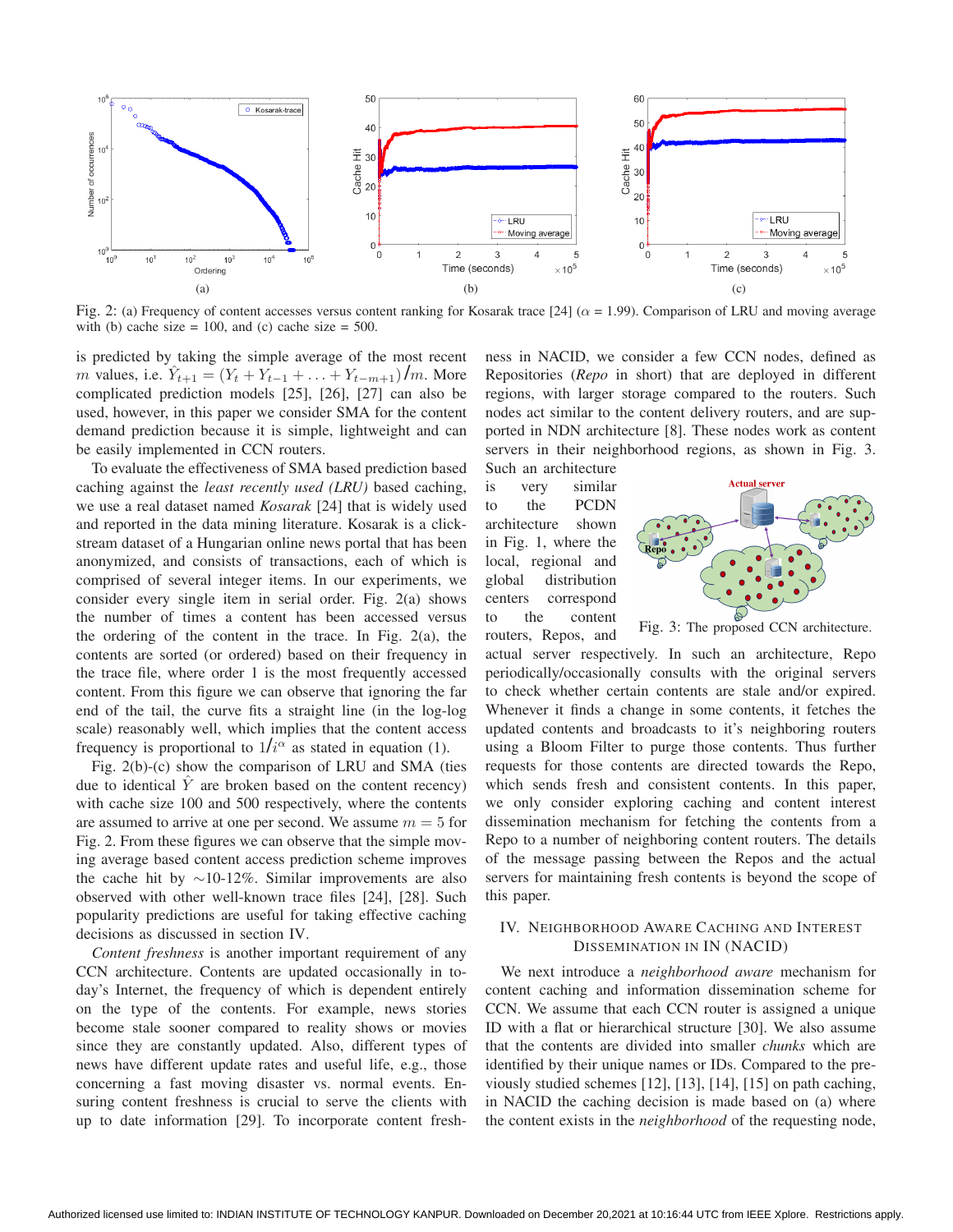Fig. 2: (a) Frequency of content accesses versus content ranking for Kosarak trace [24] ($\alpha$ = 1.99). Comparison of LRU and moving average with (b) cache size = 100, and (c) cache size = 500.

is predicted by taking the simple average of the most recent $m$ values, i.e. $\hat{Y}_{t+1} = (Y_t + Y_{t-1} + \ldots + Y_{t-m+1})/m$. More complicated prediction models [25], [26], [27] can also be used, however, in this paper we consider SMA for the content demand prediction because it is simple, lightweight and can be easily implemented in CCN routers.

To evaluate the effectiveness of SMA based prediction based caching against the *least recently used (LRU)* based caching, we use a real dataset named *Kosarak* [24] that is widely used and reported in the data mining literature. Kosarak is a click-stream dataset of a Hungarian online news portal that has been anonymized, and consists of transactions, each of which is comprised of several integer items. In our experiments, we consider every single item in serial order. Fig. 2(a) shows the number of times a content has been accessed versus the ordering of the content in the trace. In Fig. 2(a), the contents are sorted (or ordered) based on their frequency in the trace file, where order 1 is the most frequently accessed content. From this figure we can observe that ignoring the far end of the tail, the curve fits a straight line (in the log-log scale) reasonably well, which implies that the content access frequency is proportional to $1/i^{\alpha}$ as stated in equation (1).

Fig. 2(b)-(c) show the comparison of LRU and SMA (ties due to identical $\hat{Y}$ are broken based on the content recency) with cache size 100 and 500 respectively, where the contents are assumed to arrive at one per second. We assume $m = 5$ for Fig. 2. From these figures we can observe that the simple moving average based content access prediction scheme improves the cache hit by ~10-12%. Similar improvements are also observed with other well-known trace files [24], [28]. Such popularity predictions are useful for taking effective caching decisions as discussed in section IV.

*Content freshness* is another important requirement of any CCN architecture. Contents are updated occasionally in today's Internet, the frequency of which is dependent entirely on the type of the contents. For example, news stories become stale sooner compared to reality shows or movies since they are constantly updated. Also, different types of news have different update rates and useful life, e.g., those concerning a fast moving disaster vs. normal events. Ensuring content freshness is crucial to serve the clients with up to date information [29]. To incorporate content freshness in NACID, we consider a few CCN nodes, defined as Repositories (*Repo* in short) that are deployed in different regions, with larger storage compared to the routers. Such nodes act similar to the content delivery routers, and are supported in NDN architecture [8]. These nodes work as content servers in their neighborhood regions, as shown in Fig. 3. Such an architecture is very similar to the PCDN architecture shown in Fig. 1, where the local, regional and global distribution centers correspond to the content routers, Repos, and actual server respectively. In such an architecture, Repo periodically/occasionally consults with the original servers to check whether certain contents are stale and/or expired. Whenever it finds a change in some contents, it fetches the updated contents and broadcasts to it's neighboring routers using a Bloom Filter to purge those contents. Thus further requests for those contents are directed towards the Repo, which sends fresh and consistent contents. In this paper, we only consider exploring caching and content interest dissemination mechanism for fetching the contents from a Repo to a number of neighboring content routers. The details of the message passing between the Repos and the actual servers for maintaining fresh contents is beyond the scope of this paper.

Fig. 3: The proposed CCN architecture.

## IV. Neighborhood Aware Caching and Interest Dissemination in IN (NACID)

We next introduce a *neighborhood aware* mechanism for content caching and information dissemination scheme for CCN. We assume that each CCN router is assigned a unique ID with a flat or hierarchical structure [30]. We also assume that the contents are divided into smaller *chunks* which are identified by their unique names or IDs. Compared to the previously studied schemes [12], [13], [14], [15] on path caching, in NACID the caching decision is made based on (a) where the content exists in the *neighborhood* of the requesting node,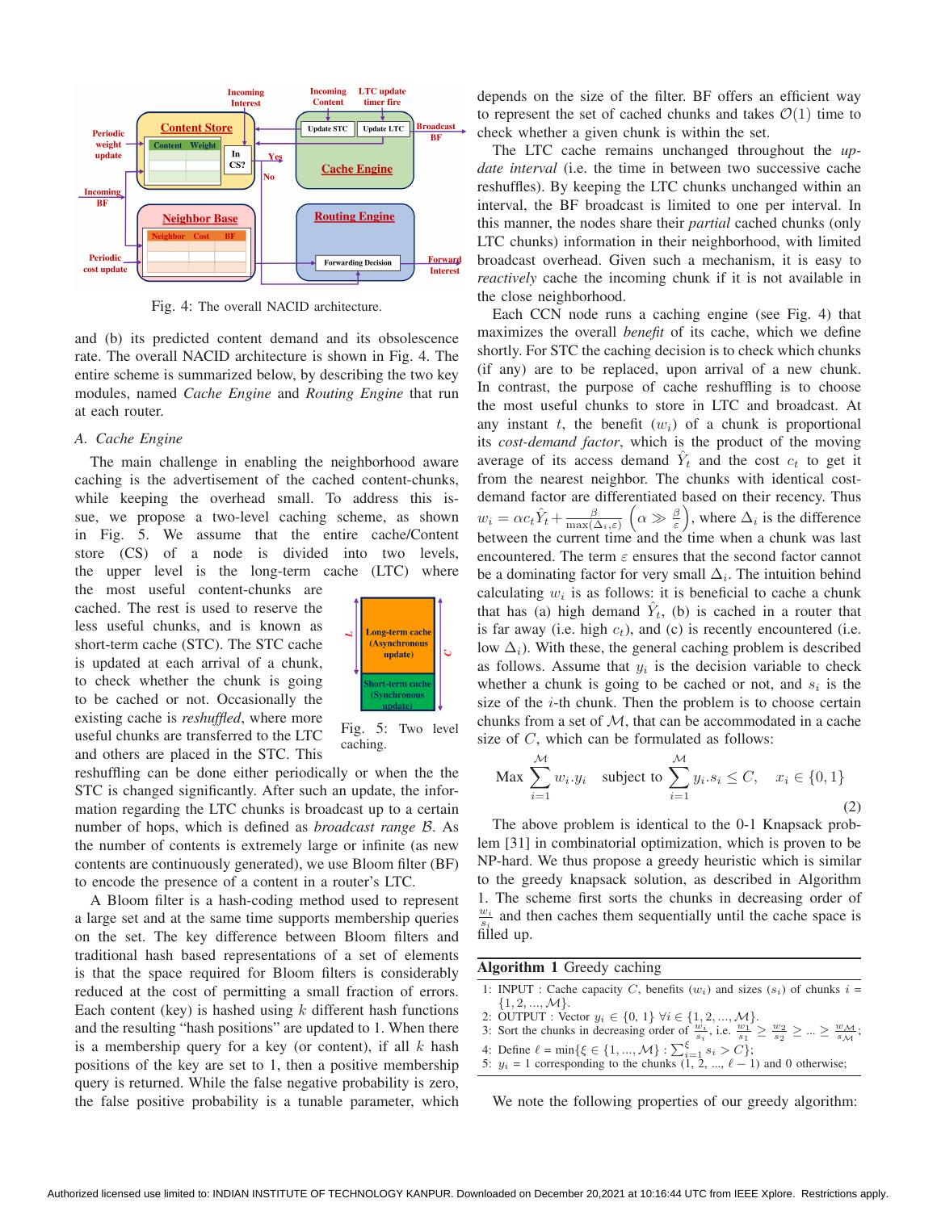Fig. 4: The overall NACID architecture.

and (b) its predicted content demand and its obsolescence rate. The overall NACID architecture is shown in Fig. 4. The entire scheme is summarized below, by describing the two key modules, named *Cache Engine* and *Routing Engine* that run at each router.

### A. Cache Engine

The main challenge in enabling the neighborhood aware caching is the advertisement of the cached content-chunks, while keeping the overhead small. To address this issue, we propose a two-level caching scheme, as shown in Fig. 5. We assume that the entire cache/Content store (CS) of a node is divided into two levels, the upper level is the long-term cache (LTC) where the most useful content-chunks are cached. The rest is used to reserve the less useful chunks, and is known as short-term cache (STC). The STC cache is updated at each arrival of a chunk, to check whether the chunk is going to be cached or not. Occasionally the existing cache is *reshuffled*, where more useful chunks are transferred to the LTC and others are placed in the STC. This reshuffling can be done either periodically or when the the STC is changed significantly. After such an update, the information regarding the LTC chunks is broadcast up to a certain number of hops, which is defined as *broadcast range* $\mathcal{B}$. As the number of contents is extremely large or infinite (as new contents are continuously generated), we use Bloom filter (BF) to encode the presence of a content in a router's LTC.

Fig. 5: Two level caching.

A Bloom filter is a hash-coding method used to represent a large set and at the same time supports membership queries on the set. The key difference between Bloom filters and traditional hash based representations of a set of elements is that the space required for Bloom filters is considerably reduced at the cost of permitting a small fraction of errors. Each content (key) is hashed using $k$ different hash functions and the resulting "hash positions" are updated to 1. When there is a membership query for a key (or content), if all $k$ hash positions of the key are set to 1, then a positive membership query is returned. While the false negative probability is zero, the false positive probability is a tunable parameter, which depends on the size of the filter. BF offers an efficient way to represent the set of cached chunks and takes $\mathcal{O}(1)$ time to check whether a given chunk is within the set.

The LTC cache remains unchanged throughout the *update interval* (i.e. the time in between two successive cache reshuffles). By keeping the LTC chunks unchanged within an interval, the BF broadcast is limited to one per interval. In this manner, the nodes share their *partial* cached chunks (only LTC chunks) information in their neighborhood, with limited broadcast overhead. Given such a mechanism, it is easy to *reactively* cache the incoming chunk if it is not available in the close neighborhood.

Each CCN node runs a caching engine (see Fig. 4) that maximizes the overall *benefit* of its cache, which we define shortly. For STC the caching decision is to check which chunks (if any) are to be replaced, upon arrival of a new chunk. In contrast, the purpose of cache reshuffling is to choose the most useful chunks to store in LTC and broadcast. At any instant $t$, the benefit ($w_i$) of a chunk is proportional its *cost-demand factor*, which is the product of the moving average of its access demand $\hat{Y}_t$ and the cost $c_t$ to get it from the nearest neighbor. The chunks with identical cost-demand factor are differentiated based on their recency. Thus $w_i = \alpha c_t \hat{Y}_t + \frac{\beta}{\max(\Delta_i, \varepsilon)}$ $\left(\alpha \gg \frac{\beta}{\varepsilon}\right)$, where $\Delta_i$ is the difference between the current time and the time when a chunk was last encountered. The term $\varepsilon$ ensures that the second factor cannot be a dominating factor for very small $\Delta_i$. The intuition behind calculating $w_i$ is as follows: it is beneficial to cache a chunk that has (a) high demand $\hat{Y}_t$, (b) is cached in a router that is far away (i.e. high $c_t$), and (c) is recently encountered (i.e. low $\Delta_i$). With these, the general caching problem is described as follows. Assume that $y_i$ is the decision variable to check whether a chunk is going to be cached or not, and $s_i$ is the size of the $i$-th chunk. Then the problem is to choose certain chunks from a set of $\mathcal{M}$, that can be accommodated in a cache size of $C$, which can be formulated as follows:

$$\text{Max} \sum_{i=1}^{\mathcal{M}} w_i . y_i \quad \text{subject to} \sum_{i=1}^{\mathcal{M}} y_i . s_i \leq C, \quad x_i \in \{0, 1\} \tag{2}$$

The above problem is identical to the 0-1 Knapsack problem [31] in combinatorial optimization, which is proven to be NP-hard. We thus propose a greedy heuristic which is similar to the greedy knapsack solution, as described in Algorithm 1. The scheme first sorts the chunks in decreasing order of $\frac{w_i}{s_i}$ and then caches them sequentially until the cache space is filled up.

**Algorithm 1** Greedy caching

1: INPUT : Cache capacity $C$, benefits ($w_i$) and sizes ($s_i$) of chunks $i = \{1, 2, ..., \mathcal{M}\}$.
2: OUTPUT : Vector $y_i \in \{0, 1\}$ $\forall i \in \{1, 2, ..., \mathcal{M}\}$.
3: Sort the chunks in decreasing order of $\frac{w_i}{s_i}$, i.e. $\frac{w_1}{s_1} \geq \frac{w_2}{s_2} \geq ... \geq \frac{w_{\mathcal{M}}}{s_{\mathcal{M}}}$;
4: Define $\ell = \min\{\xi \in \{1, ..., \mathcal{M}\} : \sum_{i=1}^{\xi} s_i > C\}$;
5: $y_i = 1$ corresponding to the chunks $(1, 2, ..., \ell - 1)$ and 0 otherwise;

We note the following properties of our greedy algorithm: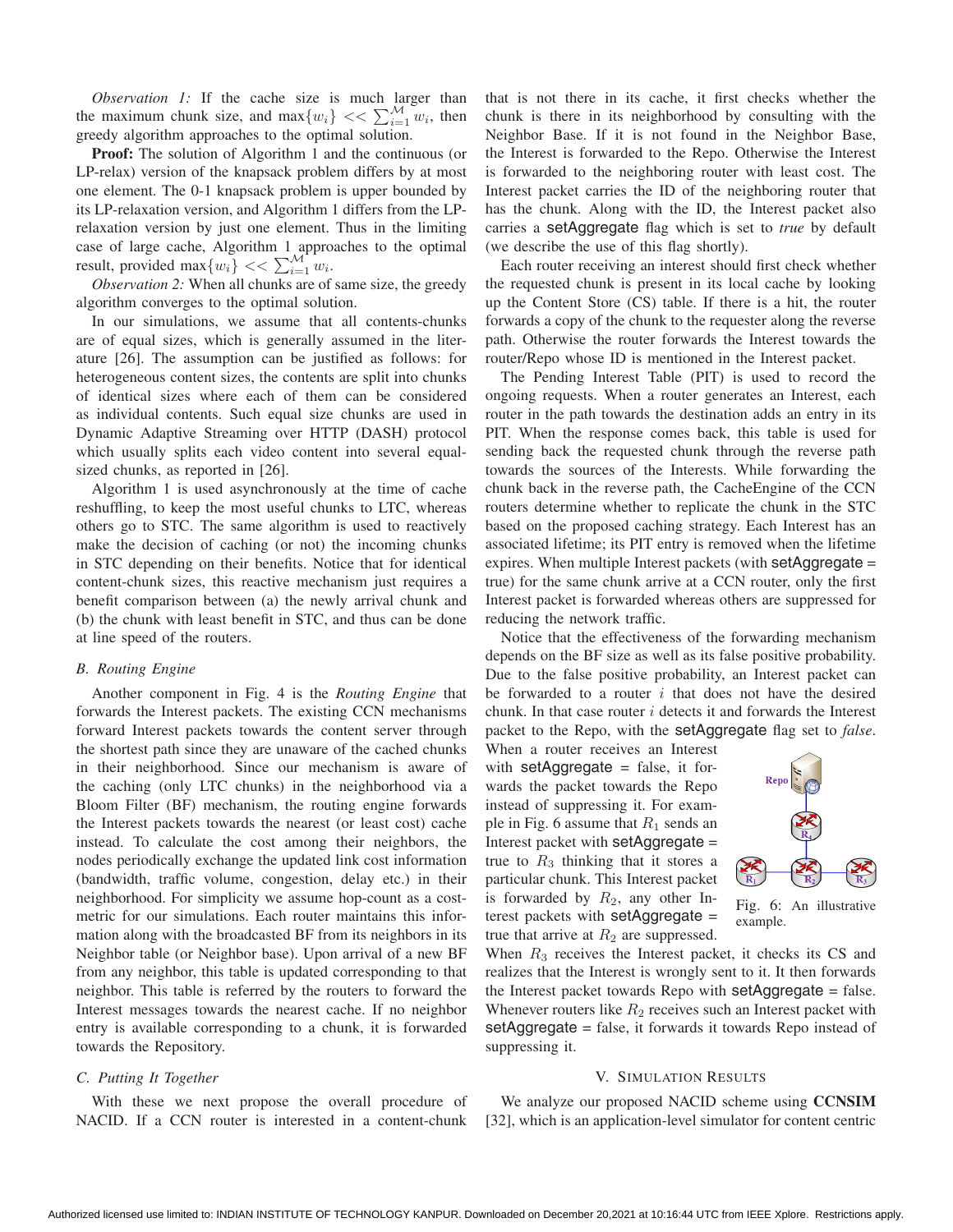*Observation 1:* If the cache size is much larger than the maximum chunk size, and $\max\{w_i\} << \sum_{i=1}^{\mathcal{M}} w_i$, then greedy algorithm approaches to the optimal solution.

**Proof:** The solution of Algorithm 1 and the continuous (or LP-relax) version of the knapsack problem differs by at most one element. The 0-1 knapsack problem is upper bounded by its LP-relaxation version, and Algorithm 1 differs from the LP-relaxation version by just one element. Thus in the limiting case of large cache, Algorithm 1 approaches to the optimal result, provided $\max\{w_i\} << \sum_{i=1}^{\mathcal{M}} w_i$.

*Observation 2:* When all chunks are of same size, the greedy algorithm converges to the optimal solution.

In our simulations, we assume that all contents-chunks are of equal sizes, which is generally assumed in the literature [26]. The assumption can be justified as follows: for heterogeneous content sizes, the contents are split into chunks of identical sizes where each of them can be considered as individual contents. Such equal size chunks are used in Dynamic Adaptive Streaming over HTTP (DASH) protocol which usually splits each video content into several equal-sized chunks, as reported in [26].

Algorithm 1 is used asynchronously at the time of cache reshuffling, to keep the most useful chunks to LTC, whereas others go to STC. The same algorithm is used to reactively make the decision of caching (or not) the incoming chunks in STC depending on their benefits. Notice that for identical content-chunk sizes, this reactive mechanism just requires a benefit comparison between (a) the newly arrival chunk and (b) the chunk with least benefit in STC, and thus can be done at line speed of the routers.

### *B. Routing Engine*

Another component in Fig. 4 is the *Routing Engine* that forwards the Interest packets. The existing CCN mechanisms forward Interest packets towards the content server through the shortest path since they are unaware of the cached chunks in their neighborhood. Since our mechanism is aware of the caching (only LTC chunks) in the neighborhood via a Bloom Filter (BF) mechanism, the routing engine forwards the Interest packets towards the nearest (or least cost) cache instead. To calculate the cost among their neighbors, the nodes periodically exchange the updated link cost information (bandwidth, traffic volume, congestion, delay etc.) in their neighborhood. For simplicity we assume hop-count as a cost-metric for our simulations. Each router maintains this information along with the broadcasted BF from its neighbors in its Neighbor table (or Neighbor base). Upon arrival of a new BF from any neighbor, this table is updated corresponding to that neighbor. This table is referred by the routers to forward the Interest messages towards the nearest cache. If no neighbor entry is available corresponding to a chunk, it is forwarded towards the Repository.

### *C. Putting It Together*

With these we next propose the overall procedure of NACID. If a CCN router is interested in a content-chunk that is not there in its cache, it first checks whether the chunk is there in its neighborhood by consulting with the Neighbor Base. If it is not found in the Neighbor Base, the Interest is forwarded to the Repo. Otherwise the Interest is forwarded to the neighboring router with least cost. The Interest packet carries the ID of the neighboring router that has the chunk. Along with the ID, the Interest packet also carries a setAggregate flag which is set to *true* by default (we describe the use of this flag shortly).

Each router receiving an interest should first check whether the requested chunk is present in its local cache by looking up the Content Store (CS) table. If there is a hit, the router forwards a copy of the chunk to the requester along the reverse path. Otherwise the router forwards the Interest towards the router/Repo whose ID is mentioned in the Interest packet.

The Pending Interest Table (PIT) is used to record the ongoing requests. When a router generates an Interest, each router in the path towards the destination adds an entry in its PIT. When the response comes back, this table is used for sending back the requested chunk through the reverse path towards the sources of the Interests. While forwarding the chunk back in the reverse path, the CacheEngine of the CCN routers determine whether to replicate the chunk in the STC based on the proposed caching strategy. Each Interest has an associated lifetime; its PIT entry is removed when the lifetime expires. When multiple Interest packets (with setAggregate = true) for the same chunk arrive at a CCN router, only the first Interest packet is forwarded whereas others are suppressed for reducing the network traffic.

Notice that the effectiveness of the forwarding mechanism depends on the BF size as well as its false positive probability. Due to the false positive probability, an Interest packet can be forwarded to a router $i$ that does not have the desired chunk. In that case router $i$ detects it and forwards the Interest packet to the Repo, with the setAggregate flag set to *false*. When a router receives an Interest with setAggregate = false, it forwards the packet towards the Repo instead of suppressing it. For example in Fig. 6 assume that $R_1$ sends an Interest packet with setAggregate = true to $R_3$ thinking that it stores a particular chunk. This Interest packet is forwarded by $R_2$, any other Interest packets with setAggregate = true that arrive at $R_2$ are suppressed. When $R_3$ receives the Interest packet, it checks its CS and realizes that the Interest is wrongly sent to it. It then forwards the Interest packet towards Repo with setAggregate = false. Whenever routers like $R_2$ receives such an Interest packet with setAggregate = false, it forwards it towards Repo instead of suppressing it.

Repo

$R_4$

$R_1$ $R_2$ $R_3$

Fig. 6: An illustrative example.

## V. Simulation Results

We analyze our proposed NACID scheme using **CCNSIM** [32], which is an application-level simulator for content centric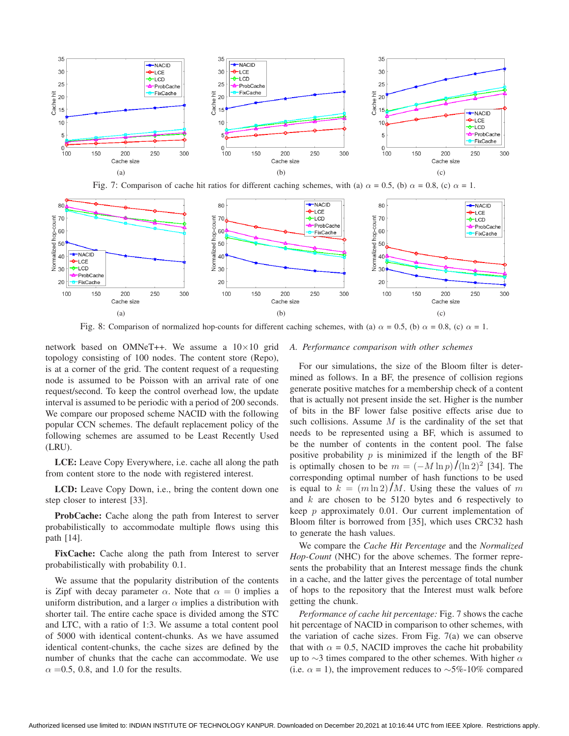Fig. 7: Comparison of cache hit ratios for different caching schemes, with (a) $\alpha$ = 0.5, (b) $\alpha$ = 0.8, (c) $\alpha$ = 1.

Fig. 8: Comparison of normalized hop-counts for different caching schemes, with (a) $\alpha$ = 0.5, (b) $\alpha$ = 0.8, (c) $\alpha$ = 1.

network based on OMNeT++. We assume a 10×10 grid topology consisting of 100 nodes. The content store (Repo), is at a corner of the grid. The content request of a requesting node is assumed to be Poisson with an arrival rate of one request/second. To keep the control overhead low, the update interval is assumed to be periodic with a period of 200 seconds. We compare our proposed scheme NACID with the following popular CCN schemes. The default replacement policy of the following schemes are assumed to be Least Recently Used (LRU).

**LCE:** Leave Copy Everywhere, i.e. cache all along the path from content store to the node with registered interest.

**LCD:** Leave Copy Down, i.e., bring the content down one step closer to interest [33].

**ProbCache:** Cache along the path from Interest to server probabilistically to accommodate multiple flows using this path [14].

**FixCache:** Cache along the path from Interest to server probabilistically with probability 0.1.

We assume that the popularity distribution of the contents is Zipf with decay parameter $\alpha$. Note that $\alpha = 0$ implies a uniform distribution, and a larger $\alpha$ implies a distribution with shorter tail. The entire cache space is divided among the STC and LTC, with a ratio of 1:3. We assume a total content pool of 5000 with identical content-chunks. As we have assumed identical content-chunks, the cache sizes are defined by the number of chunks that the cache can accommodate. We use $\alpha$ =0.5, 0.8, and 1.0 for the results.

### *A. Performance comparison with other schemes*

For our simulations, the size of the Bloom filter is determined as follows. In a BF, the presence of collision regions generate positive matches for a membership check of a content that is actually not present inside the set. Higher is the number of bits in the BF lower false positive effects arise due to such collisions. Assume $M$ is the cardinality of the set that needs to be represented using a BF, which is assumed to be the number of contents in the content pool. The false positive probability $p$ is minimized if the length of the BF is optimally chosen to be $m = (-M \ln p)/(\ln 2)^2$ [34]. The corresponding optimal number of hash functions to be used is equal to $k = (m \ln 2)/M$. Using these the values of $m$ and $k$ are chosen to be 5120 bytes and 6 respectively to keep $p$ approximately 0.01. Our current implementation of Bloom filter is borrowed from [35], which uses CRC32 hash to generate the hash values.

We compare the *Cache Hit Percentage* and the *Normalized Hop-Count* (NHC) for the above schemes. The former represents the probability that an Interest message finds the chunk in a cache, and the latter gives the percentage of total number of hops to the repository that the Interest must walk before getting the chunk.

*Performance of cache hit percentage:* Fig. 7 shows the cache hit percentage of NACID in comparison to other schemes, with the variation of cache sizes. From Fig. 7(a) we can observe that with $\alpha$ = 0.5, NACID improves the cache hit probability up to ∼3 times compared to the other schemes. With higher $\alpha$ (i.e. $\alpha$ = 1), the improvement reduces to ∼5%-10% compared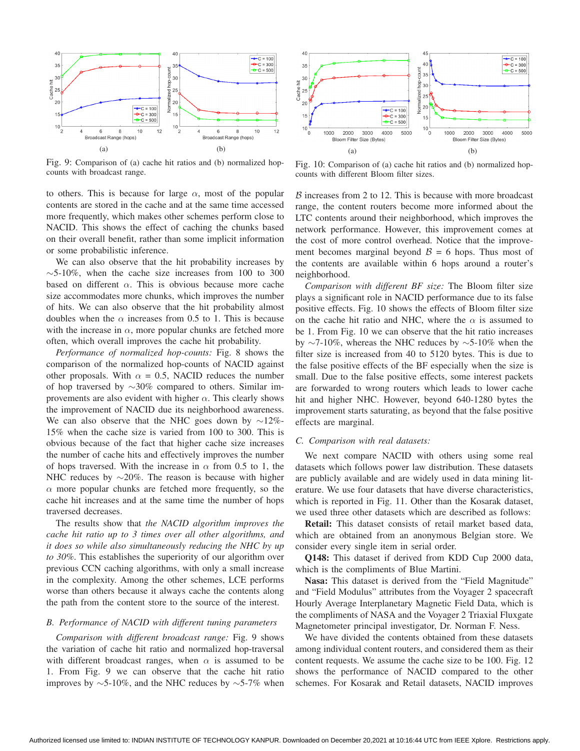Fig. 9: Comparison of (a) cache hit ratios and (b) normalized hop-counts with broadcast range.

Fig. 10: Comparison of (a) cache hit ratios and (b) normalized hop-counts with different Bloom filter sizes.

to others. This is because for large $\alpha$, most of the popular contents are stored in the cache and at the same time accessed more frequently, which makes other schemes perform close to NACID. This shows the effect of caching the chunks based on their overall benefit, rather than some implicit information or some probabilistic inference.

We can also observe that the hit probability increases by $\sim$5-10%, when the cache size increases from 100 to 300 based on different $\alpha$. This is obvious because more cache size accommodates more chunks, which improves the number of hits. We can also observe that the hit probability almost doubles when the $\alpha$ increases from 0.5 to 1. This is because with the increase in $\alpha$, more popular chunks are fetched more often, which overall improves the cache hit probability.

*Performance of normalized hop-counts:* Fig. 8 shows the comparison of the normalized hop-counts of NACID against other proposals. With $\alpha$ = 0.5, NACID reduces the number of hop traversed by $\sim$30% compared to others. Similar improvements are also evident with higher $\alpha$. This clearly shows the improvement of NACID due its neighborhood awareness. We can also observe that the NHC goes down by $\sim$12%-15% when the cache size is varied from 100 to 300. This is obvious because of the fact that higher cache size increases the number of cache hits and effectively improves the number of hops traversed. With the increase in $\alpha$ from 0.5 to 1, the NHC reduces by $\sim$20%. The reason is because with higher $\alpha$ more popular chunks are fetched more frequently, so the cache hit increases and at the same time the number of hops traversed decreases.

The results show that *the NACID algorithm improves the cache hit ratio up to 3 times over all other algorithms, and it does so while also simultaneously reducing the NHC by up to 30%*. This establishes the superiority of our algorithm over previous CCN caching algorithms, with only a small increase in the complexity. Among the other schemes, LCE performs worse than others because it always cache the contents along the path from the content store to the source of the interest.

### B. Performance of NACID with different tuning parameters

*Comparison with different broadcast range:* Fig. 9 shows the variation of cache hit ratio and normalized hop-traversal with different broadcast ranges, when $\alpha$ is assumed to be 1. From Fig. 9 we can observe that the cache hit ratio improves by $\sim$5-10%, and the NHC reduces by $\sim$5-7% when $\mathcal{B}$ increases from 2 to 12. This is because with more broadcast range, the content routers become more informed about the LTC contents around their neighborhood, which improves the network performance. However, this improvement comes at the cost of more control overhead. Notice that the improvement becomes marginal beyond $\mathcal{B}$ = 6 hops. Thus most of the contents are available within 6 hops around a router's neighborhood.

*Comparison with different BF size:* The Bloom filter size plays a significant role in NACID performance due to its false positive effects. Fig. 10 shows the effects of Bloom filter size on the cache hit ratio and NHC, where the $\alpha$ is assumed to be 1. From Fig. 10 we can observe that the hit ratio increases by $\sim$7-10%, whereas the NHC reduces by $\sim$5-10% when the filter size is increased from 40 to 5120 bytes. This is due to the false positive effects of the BF especially when the size is small. Due to the false positive effects, some interest packets are forwarded to wrong routers which leads to lower cache hit and higher NHC. However, beyond 640-1280 bytes the improvement starts saturating, as beyond that the false positive effects are marginal.

### C. Comparison with real datasets:

We next compare NACID with others using some real datasets which follows power law distribution. These datasets are publicly available and are widely used in data mining literature. We use four datasets that have diverse characteristics, which is reported in Fig. 11. Other than the Kosarak dataset, we used three other datasets which are described as follows:

**Retail:** This dataset consists of retail market based data, which are obtained from an anonymous Belgian store. We consider every single item in serial order.

**Q148:** This dataset if derived from KDD Cup 2000 data, which is the compliments of Blue Martini.

**Nasa:** This dataset is derived from the "Field Magnitude" and "Field Modulus" attributes from the Voyager 2 spacecraft Hourly Average Interplanetary Magnetic Field Data, which is the compliments of NASA and the Voyager 2 Triaxial Fluxgate Magnetometer principal investigator, Dr. Norman F. Ness.

We have divided the contents obtained from these datasets among individual content routers, and considered them as their content requests. We assume the cache size to be 100. Fig. 12 shows the performance of NACID compared to the other schemes. For Kosarak and Retail datasets, NACID improves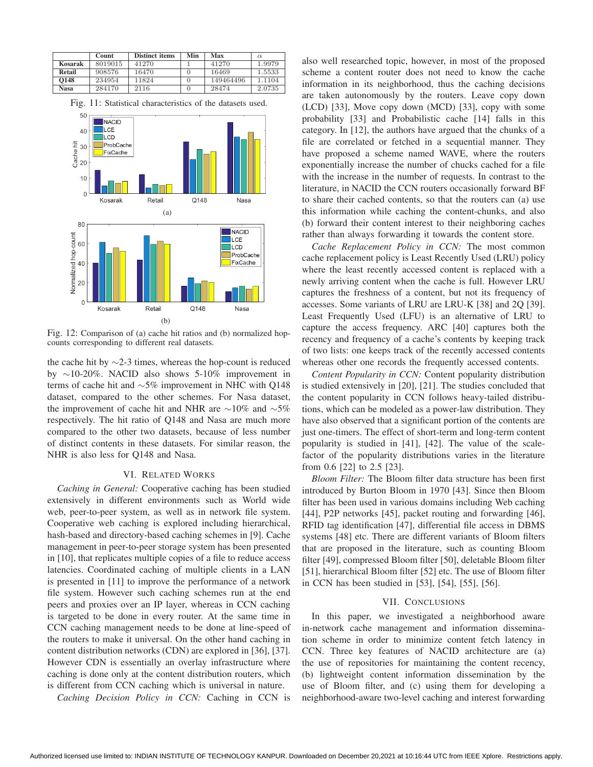|  | Count | Distinct items | Min | Max | $\alpha$ |
|---|---|---|---|---|---|
| **Kosarak** | 8019015 | 41270 | 1 | 41270 | 1.9979 |
| **Retail** | 908576 | 16470 | 0 | 16469 | 1.5533 |
| **Q148** | 234954 | 11824 | 0 | 149464496 | 1.1104 |
| **Nasa** | 284170 | 2116 | 0 | 28474 | 2.0735 |

Fig. 11: Statistical characteristics of the datasets used.

Fig. 12: Comparison of (a) cache hit ratios and (b) normalized hop-counts corresponding to different real datasets.

the cache hit by ∼2-3 times, whereas the hop-count is reduced by ∼10-20%. NACID also shows 5-10% improvement in terms of cache hit and ∼5% improvement in NHC with Q148 dataset, compared to the other schemes. For Nasa dataset, the improvement of cache hit and NHR are ∼10% and ∼5% respectively. The hit ratio of Q148 and Nasa are much more compared to the other two datasets, because of less number of distinct contents in these datasets. For similar reason, the NHR is also less for Q148 and Nasa.

## VI. Related Works

*Caching in General:* Cooperative caching has been studied extensively in different environments such as World wide web, peer-to-peer system, as well as in network file system. Cooperative web caching is explored including hierarchical, hash-based and directory-based caching schemes in [9]. Cache management in peer-to-peer storage system has been presented in [10], that replicates multiple copies of a file to reduce access latencies. Coordinated caching of multiple clients in a LAN is presented in [11] to improve the performance of a network file system. However such caching schemes run at the end peers and proxies over an IP layer, whereas in CCN caching is targeted to be done in every router. At the same time in CCN caching management needs to be done at line-speed of the routers to make it universal. On the other hand caching in content distribution networks (CDN) are explored in [36], [37]. However CDN is essentially an overlay infrastructure where caching is done only at the content distribution routers, which is different from CCN caching which is universal in nature.

*Caching Decision Policy in CCN:* Caching in CCN is also well researched topic, however, in most of the proposed scheme a content router does not need to know the cache information in its neighborhood, thus the caching decisions are taken autonomously by the routers. Leave copy down (LCD) [33], Move copy down (MCD) [33], copy with some probability [33] and Probabilistic cache [14] falls in this category. In [12], the authors have argued that the chunks of a file are correlated or fetched in a sequential manner. They have proposed a scheme named WAVE, where the routers exponentially increase the number of chucks cached for a file with the increase in the number of requests. In contrast to the literature, in NACID the CCN routers occasionally forward BF to share their cached contents, so that the routers can (a) use this information while caching the content-chunks, and also (b) forward their content interest to their neighboring caches rather than always forwarding it towards the content store.

*Cache Replacement Policy in CCN:* The most common cache replacement policy is Least Recently Used (LRU) policy where the least recently accessed content is replaced with a newly arriving content when the cache is full. However LRU captures the freshness of a content, but not its frequency of accesses. Some variants of LRU are LRU-K [38] and 2Q [39]. Least Frequently Used (LFU) is an alternative of LRU to capture the access frequency. ARC [40] captures both the recency and frequency of a cache's contents by keeping track of two lists: one keeps track of the recently accessed contents whereas other one records the frequently accessed contents.

*Content Popularity in CCN:* Content popularity distribution is studied extensively in [20], [21]. The studies concluded that the content popularity in CCN follows heavy-tailed distributions, which can be modeled as a power-law distribution. They have also observed that a significant portion of the contents are just one-timers. The effect of short-term and long-term content popularity is studied in [41], [42]. The value of the scale-factor of the popularity distributions varies in the literature from 0.6 [22] to 2.5 [23].

*Bloom Filter:* The Bloom filter data structure has been first introduced by Burton Bloom in 1970 [43]. Since then Bloom filter has been used in various domains including Web caching [44], P2P networks [45], packet routing and forwarding [46], RFID tag identification [47], differential file access in DBMS systems [48] etc. There are different variants of Bloom filters that are proposed in the literature, such as counting Bloom filter [49], compressed Bloom filter [50], deletable Bloom filter [51], hierarchical Bloom filter [52] etc. The use of Bloom filter in CCN has been studied in [53], [54], [55], [56].

## VII. Conclusions

In this paper, we investigated a neighborhood aware in-network cache management and information dissemination scheme in order to minimize content fetch latency in CCN. Three key features of NACID architecture are (a) the use of repositories for maintaining the content recency, (b) lightweight content information dissemination by the use of Bloom filter, and (c) using them for developing a neighborhood-aware two-level caching and interest forwarding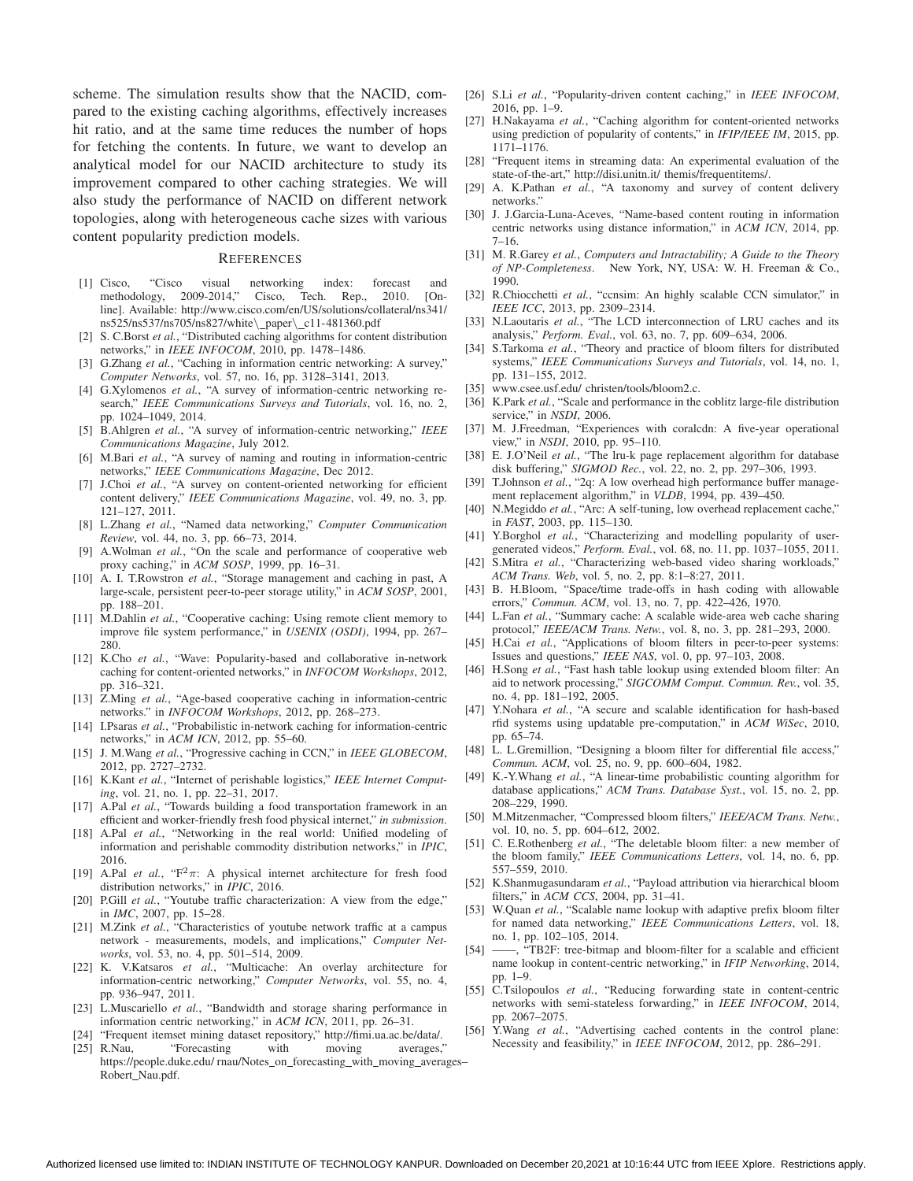scheme. The simulation results show that the NACID, compared to the existing caching algorithms, effectively increases hit ratio, and at the same time reduces the number of hops for fetching the contents. In future, we want to develop an analytical model for our NACID architecture to study its improvement compared to other caching strategies. We will also study the performance of NACID on different network topologies, along with heterogeneous cache sizes with various content popularity prediction models.

## REFERENCES

[1] Cisco, "Cisco visual networking index: forecast and methodology, 2009-2014," Cisco, Tech. Rep., 2010. [Online]. Available: http://www.cisco.com/en/US/solutions/collateral/ns341/ns525/ns537/ns705/ns827/white\_paper\_c11-481360.pdf

[2] S. C.Borst *et al.*, "Distributed caching algorithms for content distribution networks," in *IEEE INFOCOM*, 2010, pp. 1478–1486.

[3] G.Zhang *et al.*, "Caching in information centric networking: A survey," *Computer Networks*, vol. 57, no. 16, pp. 3128–3141, 2013.

[4] G.Xylomenos *et al.*, "A survey of information-centric networking research," *IEEE Communications Surveys and Tutorials*, vol. 16, no. 2, pp. 1024–1049, 2014.

[5] B.Ahlgren *et al.*, "A survey of information-centric networking," *IEEE Communications Magazine*, July 2012.

[6] M.Bari *et al.*, "A survey of naming and routing in information-centric networks," *IEEE Communications Magazine*, Dec 2012.

[7] J.Choi *et al.*, "A survey on content-oriented networking for efficient content delivery," *IEEE Communications Magazine*, vol. 49, no. 3, pp. 121–127, 2011.

[8] L.Zhang *et al.*, "Named data networking," *Computer Communication Review*, vol. 44, no. 3, pp. 66–73, 2014.

[9] A.Wolman *et al.*, "On the scale and performance of cooperative web proxy caching," in *ACM SOSP*, 1999, pp. 16–31.

[10] A. I. T.Rowstron *et al.*, "Storage management and caching in past, A large-scale, persistent peer-to-peer storage utility," in *ACM SOSP*, 2001, pp. 188–201.

[11] M.Dahlin *et al.*, "Cooperative caching: Using remote client memory to improve file system performance," in *USENIX (OSDI)*, 1994, pp. 267–280.

[12] K.Cho *et al.*, "Wave: Popularity-based and collaborative in-network caching for content-oriented networks," in *INFOCOM Workshops*, 2012, pp. 316–321.

[13] Z.Ming *et al.*, "Age-based cooperative caching in information-centric networks." in *INFOCOM Workshops*, 2012, pp. 268–273.

[14] I.Psaras *et al.*, "Probabilistic in-network caching for information-centric networks," in *ACM ICN*, 2012, pp. 55–60.

[15] J. M.Wang *et al.*, "Progressive caching in CCN," in *IEEE GLOBECOM*, 2012, pp. 2727–2732.

[16] K.Kant *et al.*, "Internet of perishable logistics," *IEEE Internet Computing*, vol. 21, no. 1, pp. 22–31, 2017.

[17] A.Pal *et al.*, "Towards building a food transportation framework in an efficient and worker-friendly fresh food physical internet," *in submission*.

[18] A.Pal *et al.*, "Networking in the real world: Unified modeling of information and perishable commodity distribution networks," in *IPIC*, 2016.

[19] A.Pal *et al.*, "$F^2\pi$: A physical internet architecture for fresh food distribution networks," in *IPIC*, 2016.

[20] P.Gill *et al.*, "Youtube traffic characterization: A view from the edge," in *IMC*, 2007, pp. 15–28.

[21] M.Zink *et al.*, "Characteristics of youtube network traffic at a campus network - measurements, models, and implications," *Computer Networks*, vol. 53, no. 4, pp. 501–514, 2009.

[22] K. V.Katsaros *et al.*, "Multicache: An overlay architecture for information-centric networking," *Computer Networks*, vol. 55, no. 4, pp. 936–947, 2011.

[23] L.Muscariello *et al.*, "Bandwidth and storage sharing performance in information centric networking," in *ACM ICN*, 2011, pp. 26–31.

[24] "Frequent itemset mining dataset repository," http://fimi.ua.ac.be/data/.

[25] R.Nau, "Forecasting with moving averages," https://people.duke.edu/ rnau/Notes_on_forecasting_with_moving_averages–Robert_Nau.pdf.

[26] S.Li *et al.*, "Popularity-driven content caching," in *IEEE INFOCOM*, 2016, pp. 1–9.

[27] H.Nakayama *et al.*, "Caching algorithm for content-oriented networks using prediction of popularity of contents," in *IFIP/IEEE IM*, 2015, pp. 1171–1176.

[28] "Frequent items in streaming data: An experimental evaluation of the state-of-the-art," http://disi.unitn.it/ themis/frequentitems/.

[29] A. K.Pathan *et al.*, "A taxonomy and survey of content delivery networks."

[30] J. J.Garcia-Luna-Aceves, "Name-based content routing in information centric networks using distance information," in *ACM ICN*, 2014, pp. 7–16.

[31] M. R.Garey *et al.*, *Computers and Intractability; A Guide to the Theory of NP-Completeness*. New York, NY, USA: W. H. Freeman & Co., 1990.

[32] R.Chiocchetti *et al.*, "ccnsim: An highly scalable CCN simulator," in *IEEE ICC*, 2013, pp. 2309–2314.

[33] N.Laoutaris *et al.*, "The LCD interconnection of LRU caches and its analysis," *Perform. Eval.*, vol. 63, no. 7, pp. 609–634, 2006.

[34] S.Tarkoma *et al.*, "Theory and practice of bloom filters for distributed systems," *IEEE Communications Surveys and Tutorials*, vol. 14, no. 1, pp. 131–155, 2012.

[35] www.csee.usf.edu/ christen/tools/bloom2.c.

[36] K.Park *et al.*, "Scale and performance in the coblitz large-file distribution service," in *NSDI*, 2006.

[37] M. J.Freedman, "Experiences with coralcdn: A five-year operational view," in *NSDI*, 2010, pp. 95–110.

[38] E. J.O'Neil *et al.*, "The lru-k page replacement algorithm for database disk buffering," *SIGMOD Rec.*, vol. 22, no. 2, pp. 297–306, 1993.

[39] T.Johnson *et al.*, "2q: A low overhead high performance buffer management replacement algorithm," in *VLDB*, 1994, pp. 439–450.

[40] N.Megiddo *et al.*, "Arc: A self-tuning, low overhead replacement cache," in *FAST*, 2003, pp. 115–130.

[41] Y.Borghol *et al.*, "Characterizing and modelling popularity of user-generated videos," *Perform. Eval.*, vol. 68, no. 11, pp. 1037–1055, 2011.

[42] S.Mitra *et al.*, "Characterizing web-based video sharing workloads," *ACM Trans. Web*, vol. 5, no. 2, pp. 8:1–8:27, 2011.

[43] B. H.Bloom, "Space/time trade-offs in hash coding with allowable errors," *Commun. ACM*, vol. 13, no. 7, pp. 422–426, 1970.

[44] L.Fan *et al.*, "Summary cache: A scalable wide-area web cache sharing protocol," *IEEE/ACM Trans. Netw.*, vol. 8, no. 3, pp. 281–293, 2000.

[45] H.Cai *et al.*, "Applications of bloom filters in peer-to-peer systems: Issues and questions," *IEEE NAS*, vol. 0, pp. 97–103, 2008.

[46] H.Song *et al.*, "Fast hash table lookup using extended bloom filter: An aid to network processing," *SIGCOMM Comput. Commun. Rev.*, vol. 35, no. 4, pp. 181–192, 2005.

[47] Y.Nohara *et al.*, "A secure and scalable identification for hash-based rfid systems using updatable pre-computation," in *ACM WiSec*, 2010, pp. 65–74.

[48] L. L.Gremillion, "Designing a bloom filter for differential file access," *Commun. ACM*, vol. 25, no. 9, pp. 600–604, 1982.

[49] K.-Y.Whang *et al.*, "A linear-time probabilistic counting algorithm for database applications," *ACM Trans. Database Syst.*, vol. 15, no. 2, pp. 208–229, 1990.

[50] M.Mitzenmacher, "Compressed bloom filters," *IEEE/ACM Trans. Netw.*, vol. 10, no. 5, pp. 604–612, 2002.

[51] C. E.Rothenberg *et al.*, "The deletable bloom filter: a new member of the bloom family," *IEEE Communications Letters*, vol. 14, no. 6, pp. 557–559, 2010.

[52] K.Shanmugasundaram *et al.*, "Payload attribution via hierarchical bloom filters," in *ACM CCS*, 2004, pp. 31–41.

[53] W.Quan *et al.*, "Scalable name lookup with adaptive prefix bloom filter for named data networking," *IEEE Communications Letters*, vol. 18, no. 1, pp. 102–105, 2014.

[54] ——, "TB2F: tree-bitmap and bloom-filter for a scalable and efficient name lookup in content-centric networking," in *IFIP Networking*, 2014, pp. 1–9.

[55] C.Tsilopoulos *et al.*, "Reducing forwarding state in content-centric networks with semi-stateless forwarding," in *IEEE INFOCOM*, 2014, pp. 2067–2075.

[56] Y.Wang *et al.*, "Advertising cached contents in the control plane: Necessity and feasibility," in *IEEE INFOCOM*, 2012, pp. 286–291.